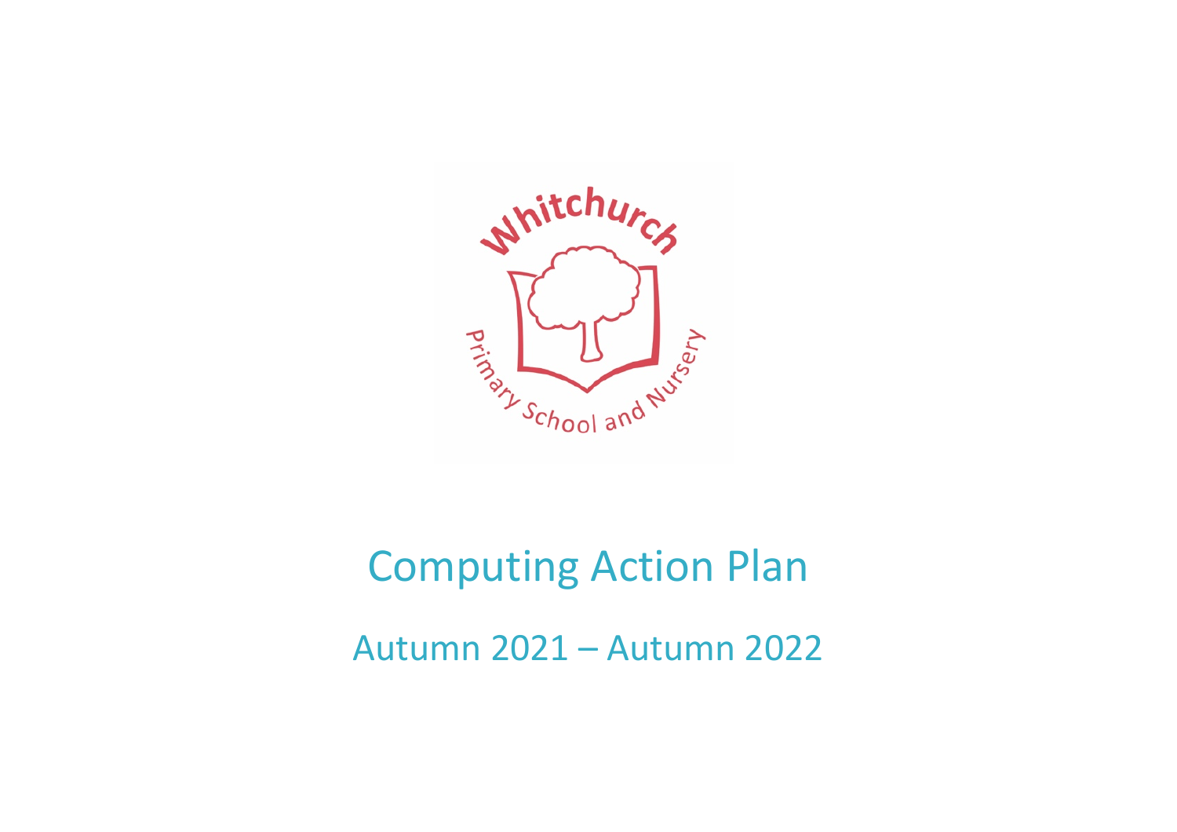# Computing Action Plan

## Autumn 2021 – Autumn 2022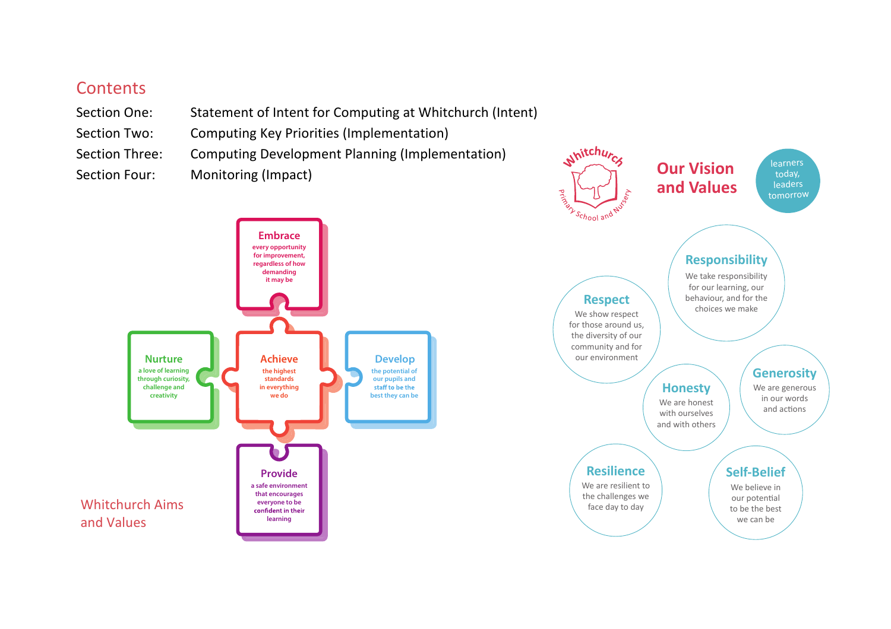## Contents

| | |
|---|---|
| Section One: | Statement of Intent for Computing at Whitchurch (Intent) |
| Section Two: | Computing Key Priorities (Implementation) |
| Section Three: | Computing Development Planning (Implementation) |
| Section Four: | Monitoring (Impact) |

## Whitchurch Aims and Values

**Embrace** every opportunity for improvement, regardless of how demanding it may be

**Nurture** a love of learning through curiosity, challenge and creativity

**Achieve** the highest standards in everything we do

**Develop** the potential of our pupils and staff to be the best they can be

**Provide** a safe environment that encourages everyone to be confident in their learning

Whitchurch Primary School and Nursery

## Our Vision and Values

learners today, leaders tomorrow

**Responsibility**
We take responsibility for our learning, our behaviour, and for the choices we make

**Respect**
We show respect for those around us, the diversity of our community and for our environment

**Honesty**
We are honest with ourselves and with others

**Generosity**
We are generous in our words and actions

**Resilience**
We are resilient to the challenges we face day to day

**Self-Belief**
We believe in our potential to be the best we can be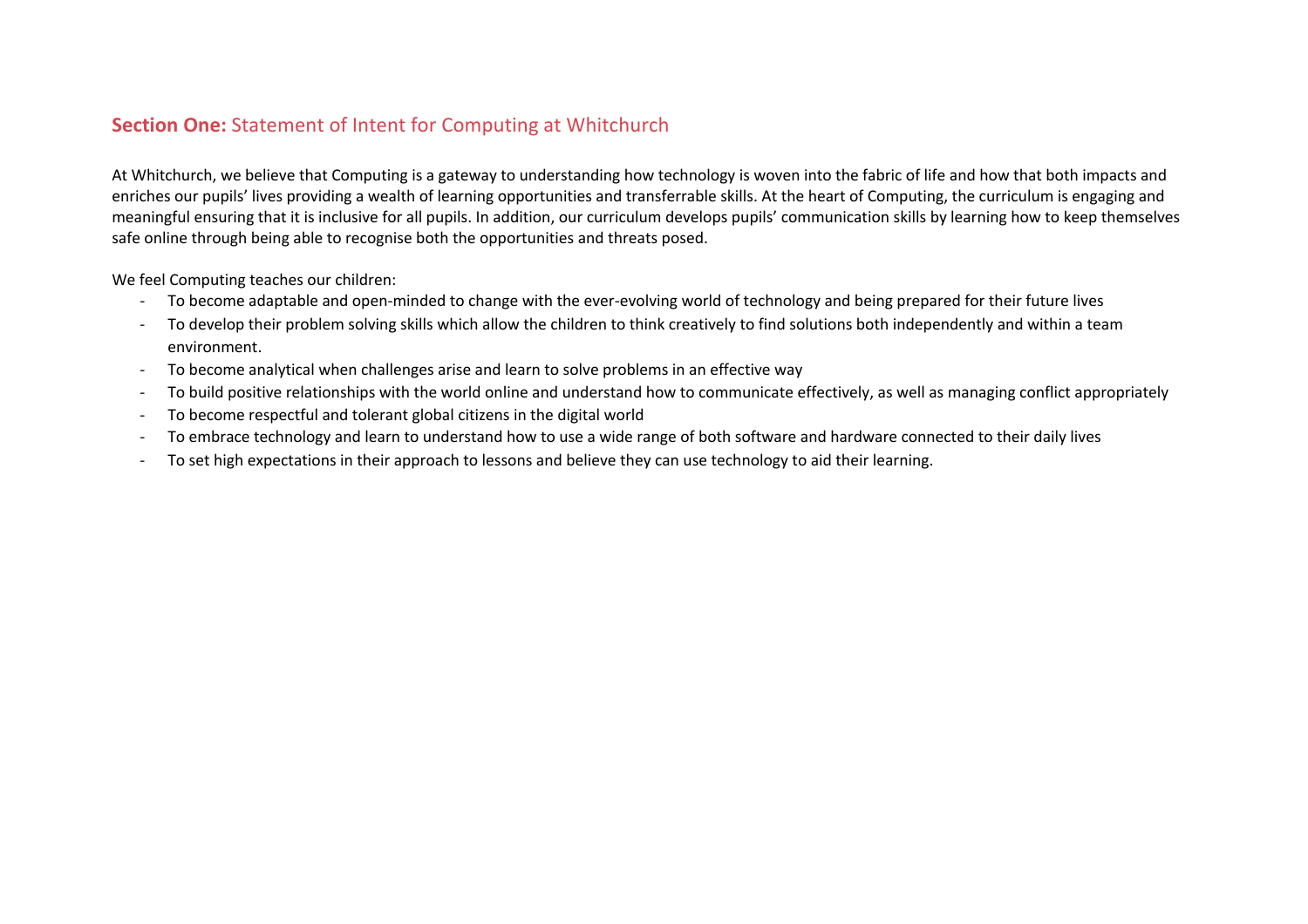## **Section One:** Statement of Intent for Computing at Whitchurch

At Whitchurch, we believe that Computing is a gateway to understanding how technology is woven into the fabric of life and how that both impacts and enriches our pupils' lives providing a wealth of learning opportunities and transferrable skills. At the heart of Computing, the curriculum is engaging and meaningful ensuring that it is inclusive for all pupils. In addition, our curriculum develops pupils' communication skills by learning how to keep themselves safe online through being able to recognise both the opportunities and threats posed.

We feel Computing teaches our children:

- To become adaptable and open-minded to change with the ever-evolving world of technology and being prepared for their future lives
- To develop their problem solving skills which allow the children to think creatively to find solutions both independently and within a team environment.
- To become analytical when challenges arise and learn to solve problems in an effective way
- To build positive relationships with the world online and understand how to communicate effectively, as well as managing conflict appropriately
- To become respectful and tolerant global citizens in the digital world
- To embrace technology and learn to understand how to use a wide range of both software and hardware connected to their daily lives
- To set high expectations in their approach to lessons and believe they can use technology to aid their learning.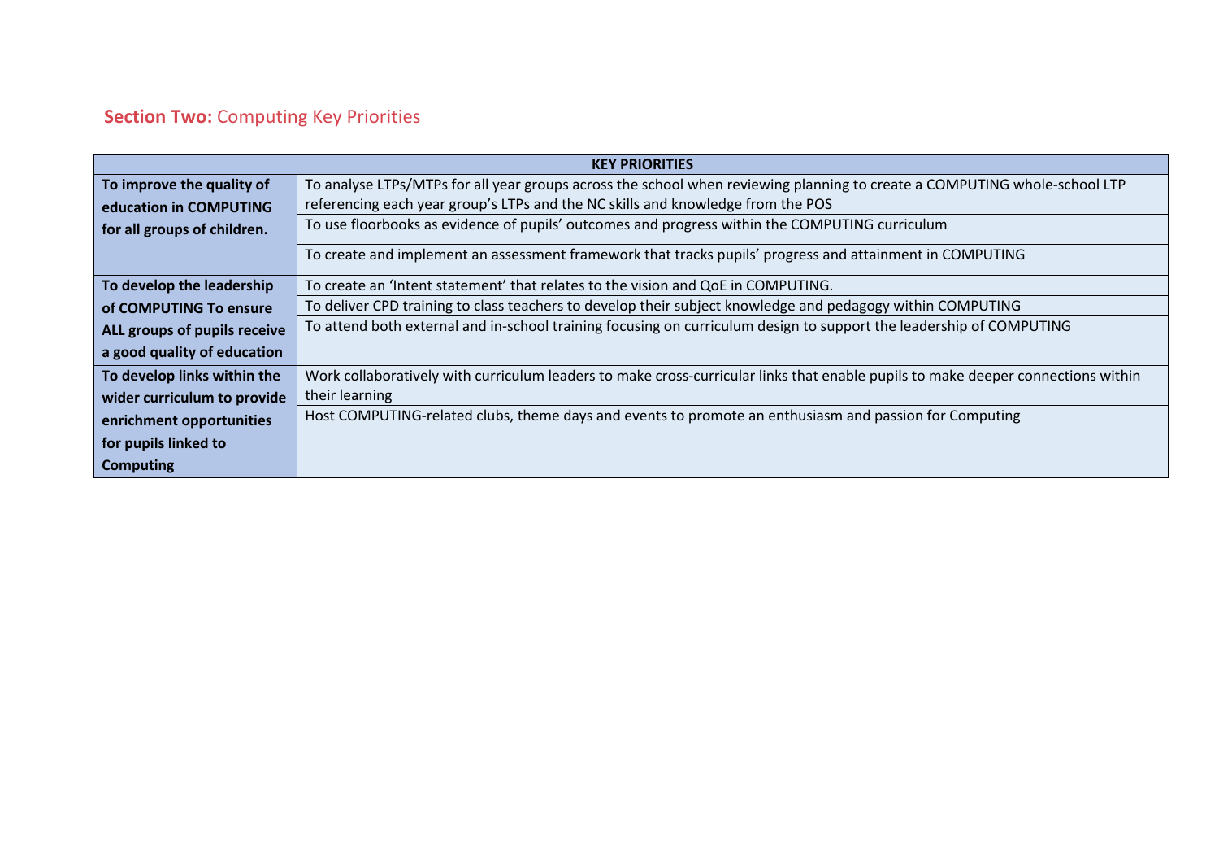## **Section Two:** Computing Key Priorities

| KEY PRIORITIES | |
|---|---|
| **To improve the quality of education in COMPUTING for all groups of children.** | To analyse LTPs/MTPs for all year groups across the school when reviewing planning to create a COMPUTING whole-school LTP referencing each year group's LTPs and the NC skills and knowledge from the POS |
| | To use floorbooks as evidence of pupils' outcomes and progress within the COMPUTING curriculum |
| | To create and implement an assessment framework that tracks pupils' progress and attainment in COMPUTING |
| **To develop the leadership of COMPUTING To ensure ALL groups of pupils receive a good quality of education** | To create an 'Intent statement' that relates to the vision and QoE in COMPUTING. |
| | To deliver CPD training to class teachers to develop their subject knowledge and pedagogy within COMPUTING |
| | To attend both external and in-school training focusing on curriculum design to support the leadership of COMPUTING |
| **To develop links within the wider curriculum to provide enrichment opportunities for pupils linked to Computing** | Work collaboratively with curriculum leaders to make cross-curricular links that enable pupils to make deeper connections within their learning |
| | Host COMPUTING-related clubs, theme days and events to promote an enthusiasm and passion for Computing |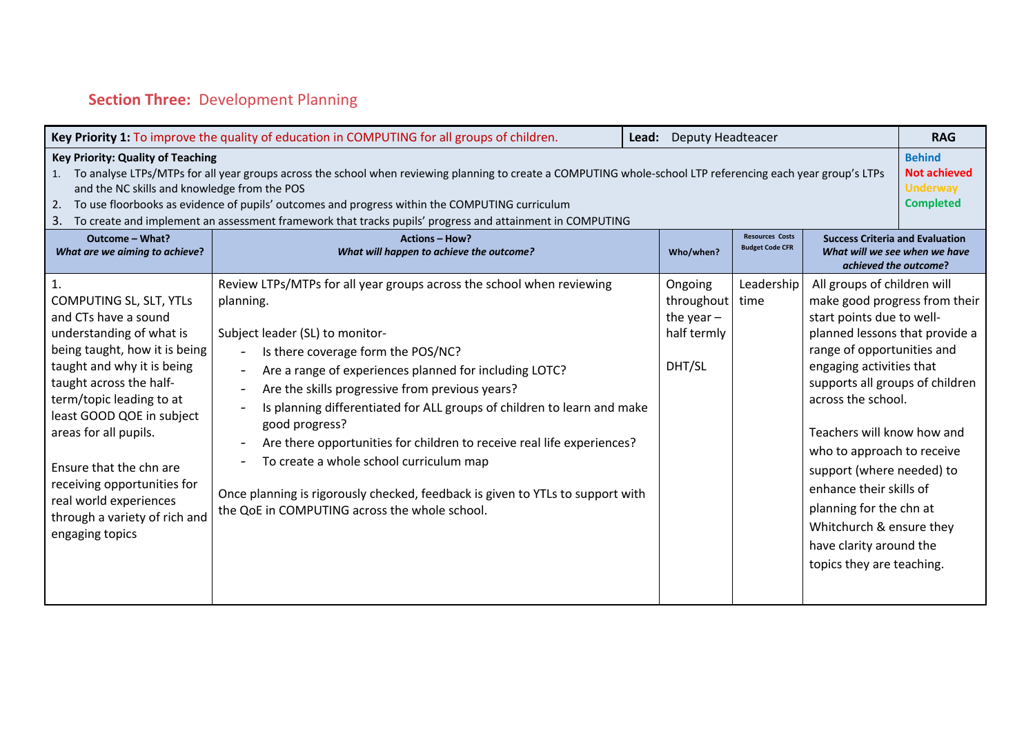## Section Three: Development Planning

| **Key Priority 1:** To improve the quality of education in COMPUTING for all groups of children. | | **Lead:** Deputy Headteacer | | | **RAG** |
|---|---|---|---|---|---|
| **Key Priority: Quality of Teaching**<br>1. To analyse LTPs/MTPs for all year groups across the school when reviewing planning to create a COMPUTING whole-school LTP referencing each year group's LTPs and the NC skills and knowledge from the POS<br>2. To use floorbooks as evidence of pupils' outcomes and progress within the COMPUTING curriculum<br>3. To create and implement an assessment framework that tracks pupils' progress and attainment in COMPUTING | | | | | **Behind**<br>**Not achieved**<br>**Underway**<br>**Completed** |
| **Outcome – What?**<br>***What are we aiming to achieve?*** | **Actions – How?**<br>***What will happen to achieve the outcome?*** | **Who/when?** | **Resources Costs Budget Code CFR** | **Success Criteria and Evaluation**<br>***What will we see when we have achieved the outcome?*** | |
| 1.<br>COMPUTING SL, SLT, YTLs and CTs have a sound understanding of what is being taught, how it is being taught and why it is being taught across the half-term/topic leading to at least GOOD QOE in subject areas for all pupils.<br><br>Ensure that the chn are receiving opportunities for real world experiences through a variety of rich and engaging topics | Review LTPs/MTPs for all year groups across the school when reviewing planning.<br><br>Subject leader (SL) to monitor-<br>- Is there coverage form the POS/NC?<br>- Are a range of experiences planned for including LOTC?<br>- Are the skills progressive from previous years?<br>- Is planning differentiated for ALL groups of children to learn and make good progress?<br>- Are there opportunities for children to receive real life experiences?<br>- To create a whole school curriculum map<br><br>Once planning is rigorously checked, feedback is given to YTLs to support with the QoE in COMPUTING across the whole school. | Ongoing throughout the year – half termly<br><br>DHT/SL | Leadership time | All groups of children will make good progress from their start points due to well-planned lessons that provide a range of opportunities and engaging activities that supports all groups of children across the school.<br><br>Teachers will know how and who to approach to receive support (where needed) to enhance their skills of planning for the chn at Whitchurch & ensure they have clarity around the topics they are teaching. | |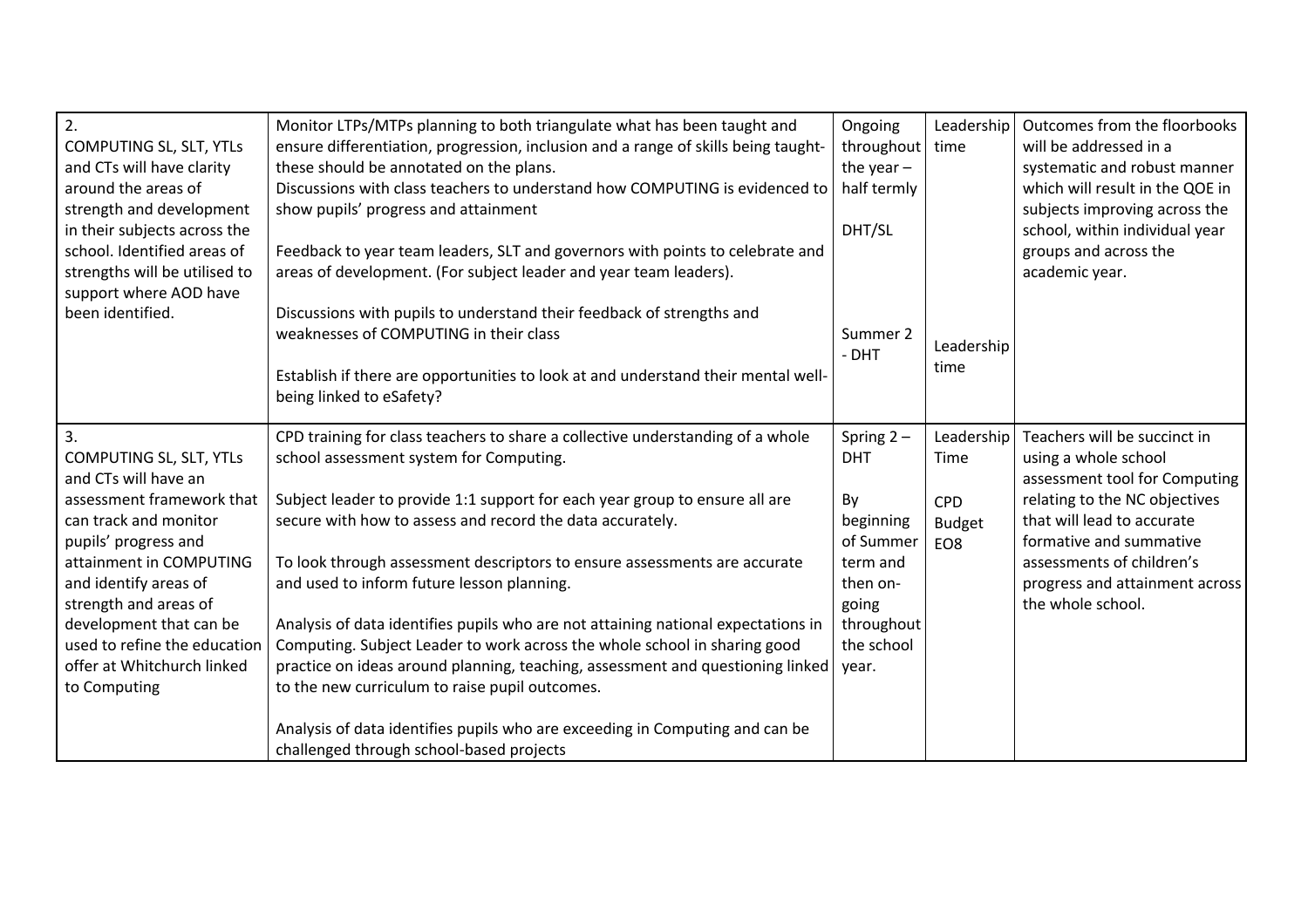| | | | | |
|---|---|---|---|---|
| 2.<br>COMPUTING SL, SLT, YTLs and CTs will have clarity around the areas of strength and development in their subjects across the school. Identified areas of strengths will be utilised to support where AOD have been identified. | Monitor LTPs/MTPs planning to both triangulate what has been taught and ensure differentiation, progression, inclusion and a range of skills being taught- these should be annotated on the plans.<br>Discussions with class teachers to understand how COMPUTING is evidenced to show pupils' progress and attainment<br><br>Feedback to year team leaders, SLT and governors with points to celebrate and areas of development. (For subject leader and year team leaders).<br><br>Discussions with pupils to understand their feedback of strengths and weaknesses of COMPUTING in their class<br><br>Establish if there are opportunities to look at and understand their mental well-being linked to eSafety? | Ongoing throughout the year – half termly<br><br>DHT/SL<br><br>Summer 2 - DHT | Leadership time<br><br>Leadership time | Outcomes from the floorbooks will be addressed in a systematic and robust manner which will result in the QOE in subjects improving across the school, within individual year groups and across the academic year. |
| 3.<br>COMPUTING SL, SLT, YTLs and CTs will have an assessment framework that can track and monitor pupils' progress and attainment in COMPUTING and identify areas of strength and areas of development that can be used to refine the education offer at Whitchurch linked to Computing | CPD training for class teachers to share a collective understanding of a whole school assessment system for Computing.<br><br>Subject leader to provide 1:1 support for each year group to ensure all are secure with how to assess and record the data accurately.<br><br>To look through assessment descriptors to ensure assessments are accurate and used to inform future lesson planning.<br><br>Analysis of data identifies pupils who are not attaining national expectations in Computing. Subject Leader to work across the whole school in sharing good practice on ideas around planning, teaching, assessment and questioning linked to the new curriculum to raise pupil outcomes.<br><br>Analysis of data identifies pupils who are exceeding in Computing and can be challenged through school-based projects | Spring 2 – DHT<br><br>By beginning of Summer term and then on-going throughout the school year. | Leadership Time<br><br>CPD Budget EO8 | Teachers will be succinct in using a whole school assessment tool for Computing relating to the NC objectives that will lead to accurate formative and summative assessments of children's progress and attainment across the whole school. |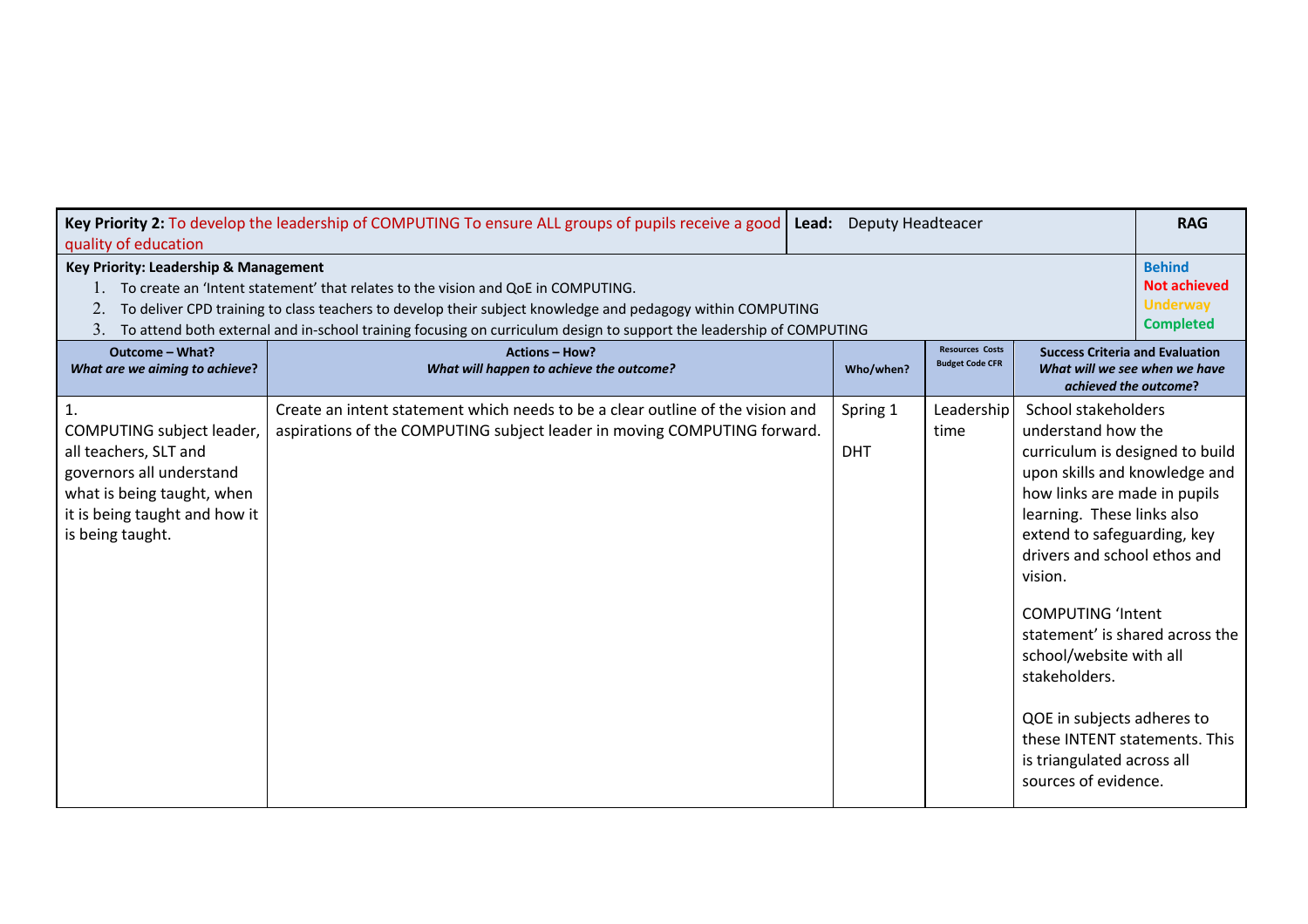| **Key Priority 2:** To develop the leadership of COMPUTING To ensure ALL groups of pupils receive a good quality of education | | **Lead:** Deputy Headteacer | | | **RAG** |
|---|---|---|---|---|---|
| **Key Priority: Leadership & Management**<br>1. To create an 'Intent statement' that relates to the vision and QoE in COMPUTING.<br>2. To deliver CPD training to class teachers to develop their subject knowledge and pedagogy within COMPUTING<br>3. To attend both external and in-school training focusing on curriculum design to support the leadership of COMPUTING | | | | | **Behind**<br>**Not achieved**<br>**Underway**<br>**Completed** |
| **Outcome – What?**<br>***What are we aiming to achieve?*** | **Actions – How?**<br>***What will happen to achieve the outcome?*** | **Who/when?** | **Resources Costs Budget Code CFR** | **Success Criteria and Evaluation**<br>***What will we see when we have achieved the outcome?*** | |
| 1.<br>COMPUTING subject leader, all teachers, SLT and governors all understand what is being taught, when it is being taught and how it is being taught. | Create an intent statement which needs to be a clear outline of the vision and aspirations of the COMPUTING subject leader in moving COMPUTING forward. | Spring 1<br><br>DHT | Leadership time | School stakeholders understand how the curriculum is designed to build upon skills and knowledge and how links are made in pupils learning. These links also extend to safeguarding, key drivers and school ethos and vision.<br><br>COMPUTING 'Intent statement' is shared across the school/website with all stakeholders.<br><br>QOE in subjects adheres to these INTENT statements. This is triangulated across all sources of evidence. | |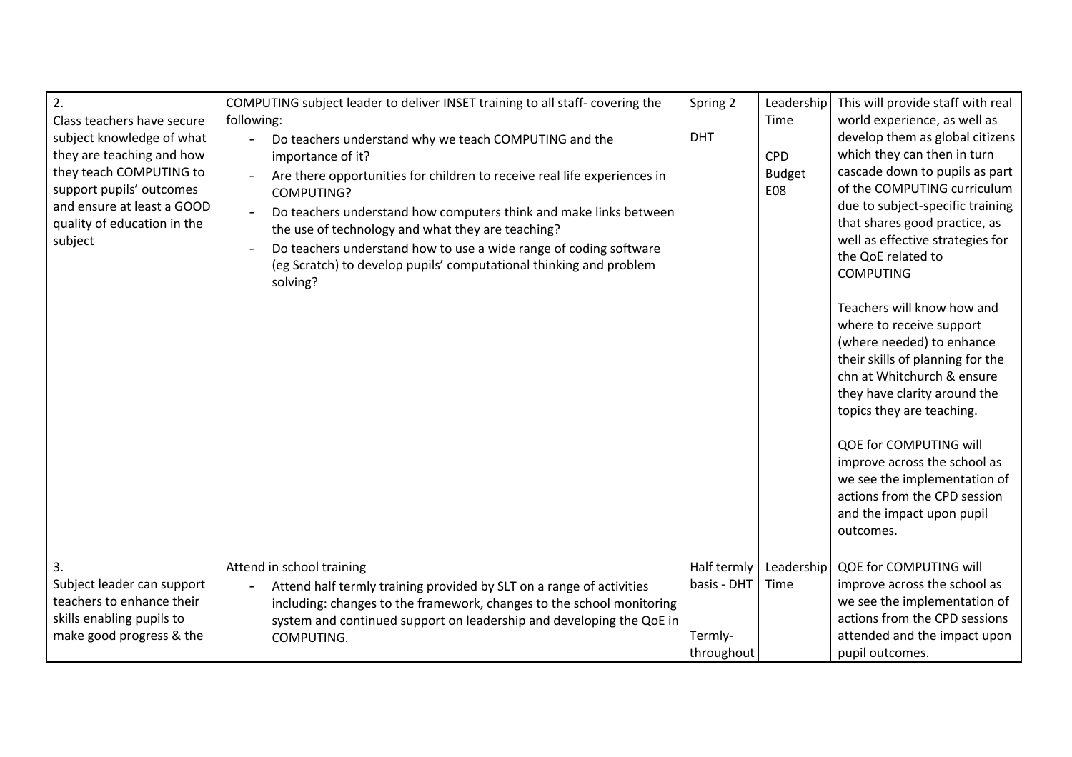| | | | | |
|---|---|---|---|---|
| 2.<br>Class teachers have secure subject knowledge of what they are teaching and how they teach COMPUTING to support pupils' outcomes and ensure at least a GOOD quality of education in the subject | COMPUTING subject leader to deliver INSET training to all staff- covering the following:<br>- Do teachers understand why we teach COMPUTING and the importance of it?<br>- Are there opportunities for children to receive real life experiences in COMPUTING?<br>- Do teachers understand how computers think and make links between the use of technology and what they are teaching?<br>- Do teachers understand how to use a wide range of coding software (eg Scratch) to develop pupils' computational thinking and problem solving? | Spring 2<br><br>DHT | Leadership Time<br><br>CPD Budget E08 | This will provide staff with real world experience, as well as develop them as global citizens which they can then in turn cascade down to pupils as part of the COMPUTING curriculum due to subject-specific training that shares good practice, as well as effective strategies for the QoE related to COMPUTING<br><br>Teachers will know how and where to receive support (where needed) to enhance their skills of planning for the chn at Whitchurch & ensure they have clarity around the topics they are teaching.<br><br>QOE for COMPUTING will improve across the school as we see the implementation of actions from the CPD session and the impact upon pupil outcomes. |
| 3.<br>Subject leader can support teachers to enhance their skills enabling pupils to make good progress & the | Attend in school training<br>- Attend half termly training provided by SLT on a range of activities including: changes to the framework, changes to the school monitoring system and continued support on leadership and developing the QoE in COMPUTING. | Half termly basis - DHT<br><br>Termly- throughout | Leadership Time | QOE for COMPUTING will improve across the school as we see the implementation of actions from the CPD sessions attended and the impact upon pupil outcomes. |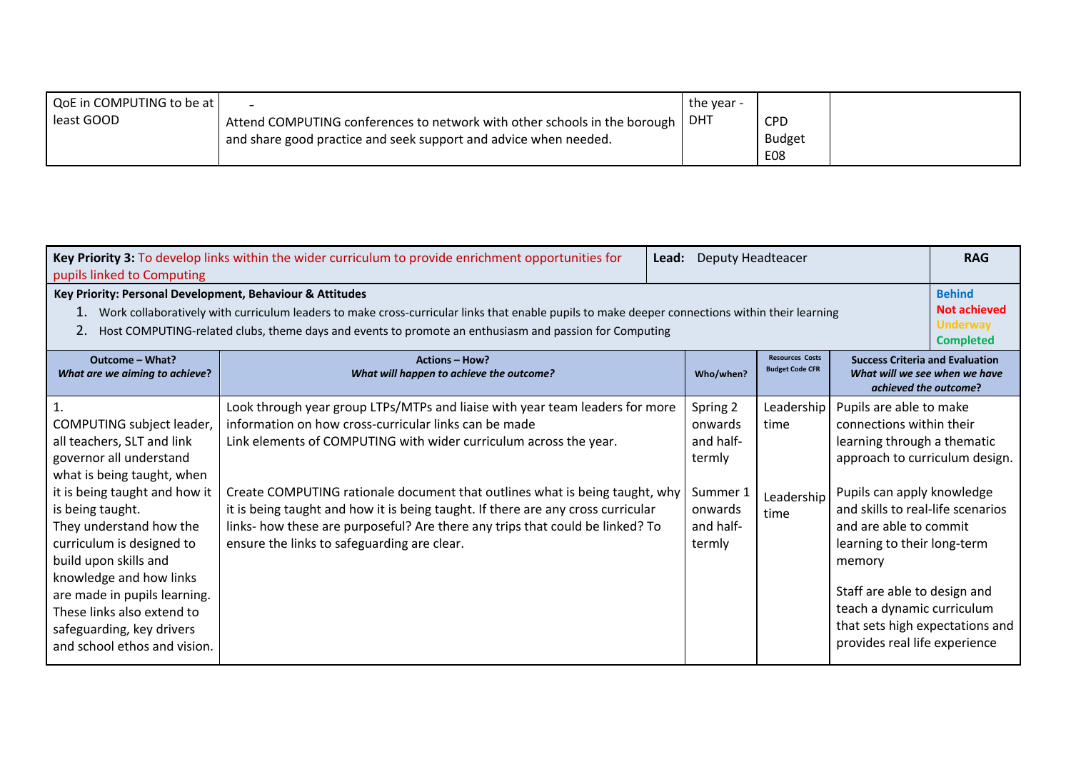| QoE in COMPUTING to be at least GOOD | - <br>Attend COMPUTING conferences to network with other schools in the borough and share good practice and seek support and advice when needed. | the year - DHT | CPD Budget E08 | |
|---|---|---|---|---|

| **Key Priority 3:** To develop links within the wider curriculum to provide enrichment opportunities for pupils linked to Computing | | **Lead:** Deputy Headteacer | | **RAG** |
|---|---|---|---|---|
| **Key Priority: Personal Development, Behaviour & Attitudes**<br>1. Work collaboratively with curriculum leaders to make cross-curricular links that enable pupils to make deeper connections within their learning<br>2. Host COMPUTING-related clubs, theme days and events to promote an enthusiasm and passion for Computing | | | | **Behind**<br>**Not achieved**<br>**Underway**<br>**Completed** |
| **Outcome – What?**<br>***What are we aiming to achieve?*** | **Actions – How?**<br>***What will happen to achieve the outcome?*** | **Who/when?** | **Resources Costs Budget Code CFR** | **Success Criteria and Evaluation**<br>***What will we see when we have achieved the outcome?*** |
| 1.<br>COMPUTING subject leader, all teachers, SLT and link governor all understand what is being taught, when it is being taught and how it is being taught.<br>They understand how the curriculum is designed to build upon skills and knowledge and how links are made in pupils learning.<br>These links also extend to safeguarding, key drivers and school ethos and vision. | Look through year group LTPs/MTPs and liaise with year team leaders for more information on how cross-curricular links can be made<br>Link elements of COMPUTING with wider curriculum across the year.<br><br>Create COMPUTING rationale document that outlines what is being taught, why it is being taught and how it is being taught. If there are any cross curricular links- how these are purposeful? Are there any trips that could be linked? To ensure the links to safeguarding are clear. | Spring 2 onwards and half-termly<br><br>Summer 1 onwards and half-termly | Leadership time<br><br>Leadership time | Pupils are able to make connections within their learning through a thematic approach to curriculum design.<br><br>Pupils can apply knowledge and skills to real-life scenarios and are able to commit learning to their long-term memory<br><br>Staff are able to design and teach a dynamic curriculum that sets high expectations and provides real life experience |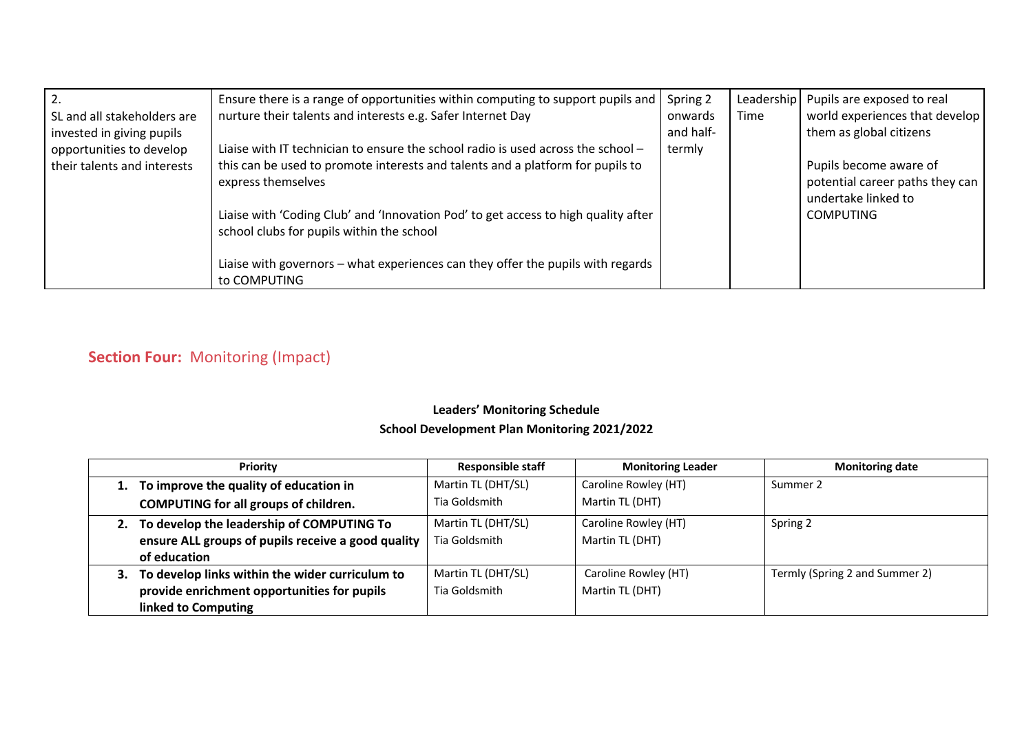| | | | | |
|---|---|---|---|---|
| 2.<br>SL and all stakeholders are invested in giving pupils opportunities to develop their talents and interests | Ensure there is a range of opportunities within computing to support pupils and nurture their talents and interests e.g. Safer Internet Day<br><br>Liaise with IT technician to ensure the school radio is used across the school – this can be used to promote interests and talents and a platform for pupils to express themselves<br><br>Liaise with 'Coding Club' and 'Innovation Pod' to get access to high quality after school clubs for pupils within the school<br><br>Liaise with governors – what experiences can they offer the pupils with regards to COMPUTING | Spring 2 onwards and half-termly | Leadership Time | Pupils are exposed to real world experiences that develop them as global citizens<br><br>Pupils become aware of potential career paths they can undertake linked to COMPUTING |

## **Section Four:** Monitoring (Impact)

**Leaders' Monitoring Schedule**

**School Development Plan Monitoring 2021/2022**

| Priority | Responsible staff | Monitoring Leader | Monitoring date |
|---|---|---|---|
| **1. To improve the quality of education in COMPUTING for all groups of children.** | Martin TL (DHT/SL)<br>Tia Goldsmith | Caroline Rowley (HT)<br>Martin TL (DHT) | Summer 2 |
| **2. To develop the leadership of COMPUTING To ensure ALL groups of pupils receive a good quality of education** | Martin TL (DHT/SL)<br>Tia Goldsmith | Caroline Rowley (HT)<br>Martin TL (DHT) | Spring 2 |
| **3. To develop links within the wider curriculum to provide enrichment opportunities for pupils linked to Computing** | Martin TL (DHT/SL)<br>Tia Goldsmith | Caroline Rowley (HT)<br>Martin TL (DHT) | Termly (Spring 2 and Summer 2) |